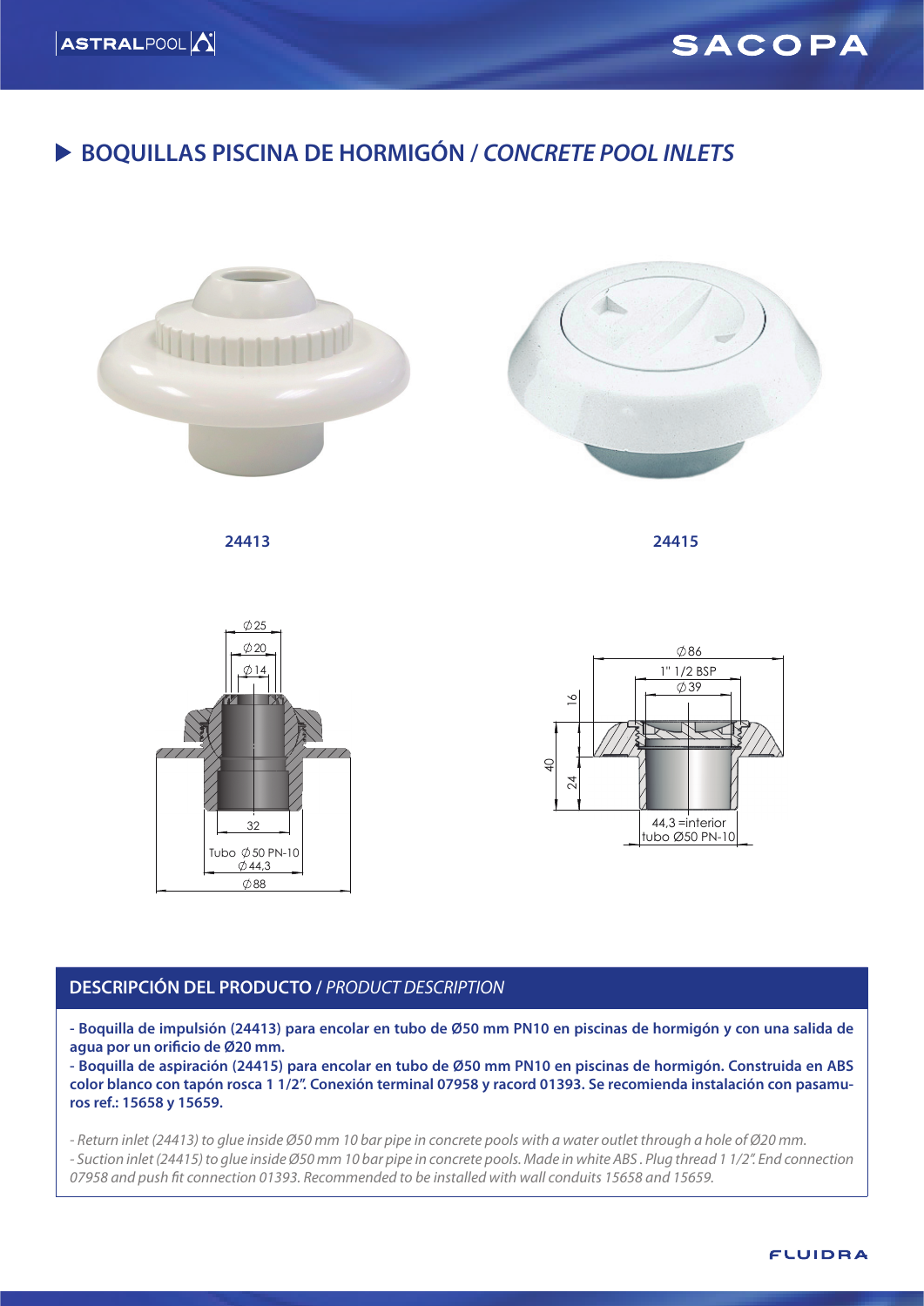## BOQUILLAS PISCINA DE HORMIGÓN / *CONCRETE POOL INLETS*

**24413**

**24415**

Ø25
Ø20
Ø14
32
Tubo Ø50 PN-10
Ø44,3
Ø88

Ø86
1" 1/2 BSP
Ø39
16
40
24
44,3 =interior tubo Ø50 PN-10

### DESCRIPCIÓN DEL PRODUCTO / *PRODUCT DESCRIPTION*

**- Boquilla de impulsión (24413) para encolar en tubo de Ø50 mm PN10 en piscinas de hormigón y con una salida de agua por un orificio de Ø20 mm.**

**- Boquilla de aspiración (24415) para encolar en tubo de Ø50 mm PN10 en piscinas de hormigón. Construida en ABS color blanco con tapón rosca 1 1/2". Conexión terminal 07958 y racord 01393. Se recomienda instalación con pasamuros ref.: 15658 y 15659.**

*- Return inlet (24413) to glue inside Ø50 mm 10 bar pipe in concrete pools with a water outlet through a hole of Ø20 mm.*

*- Suction inlet (24415) to glue inside Ø50 mm 10 bar pipe in concrete pools. Made in white ABS . Plug thread 1 1/2". End connection 07958 and push fit connection 01393. Recommended to be installed with wall conduits 15658 and 15659.*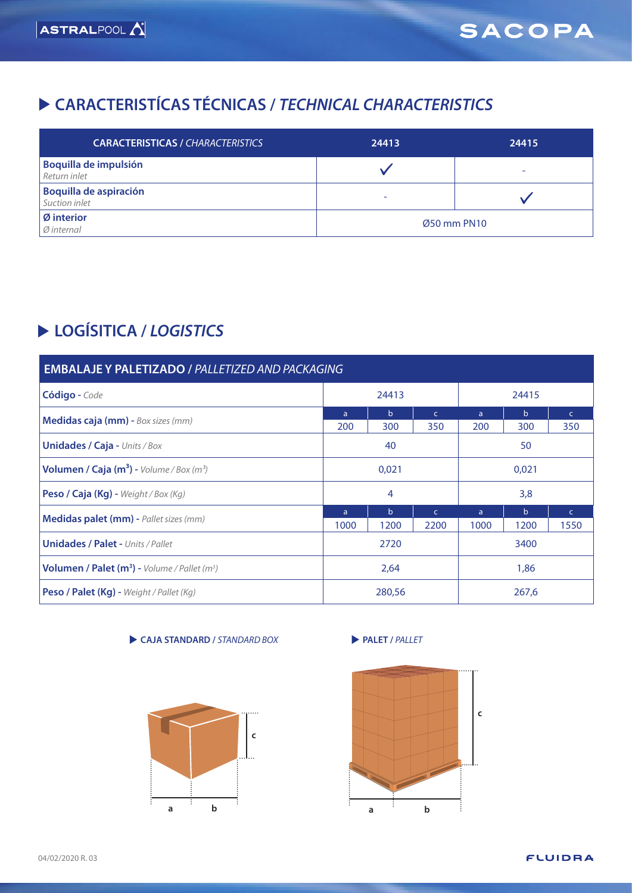## CARACTERISTÍCAS TÉCNICAS / *TECHNICAL CHARACTERISTICS*

| **CARACTERISTICAS** / *CHARACTERISTICS* | **24413** | **24415** |
|---|---|---|
| **Boquilla de impulsión** *Return inlet* | ✓ | - |
| **Boquilla de aspiración** *Suction inlet* | - | ✓ |
| **Ø interior** *Ø internal* | Ø50 mm PN10 | |

## LOGÍSITICA / *LOGISTICS*

| **EMBALAJE Y PALETIZADO** / *PALLETIZED AND PACKAGING* | | | | | | |
|---|---|---|---|---|---|---|
| **Código** - *Code* | 24413 | | | 24415 | | |
| **Medidas caja (mm)** - *Box sizes (mm)* | a | b | c | a | b | c |
| | 200 | 300 | 350 | 200 | 300 | 350 |
| **Unidades / Caja** - *Units / Box* | 40 | | | 50 | | |
| **Volumen / Caja (m³)** - *Volume / Box (m³)* | 0,021 | | | 0,021 | | |
| **Peso / Caja (Kg)** - *Weight / Box (Kg)* | 4 | | | 3,8 | | |
| **Medidas palet (mm)** - *Pallet sizes (mm)* | a | b | c | a | b | c |
| | 1000 | 1200 | 2200 | 1000 | 1200 | 1550 |
| **Unidades / Palet** - *Units / Pallet* | 2720 | | | 3400 | | |
| **Volumen / Palet (m³)** - *Volume / Pallet (m³)* | 2,64 | | | 1,86 | | |
| **Peso / Palet (Kg)** - *Weight / Pallet (Kg)* | 280,56 | | | 267,6 | | |

**CAJA STANDARD** / *STANDARD BOX*

a
b
c

**PALET** / *PALLET*

a
b
c

04/02/2020 R. 03